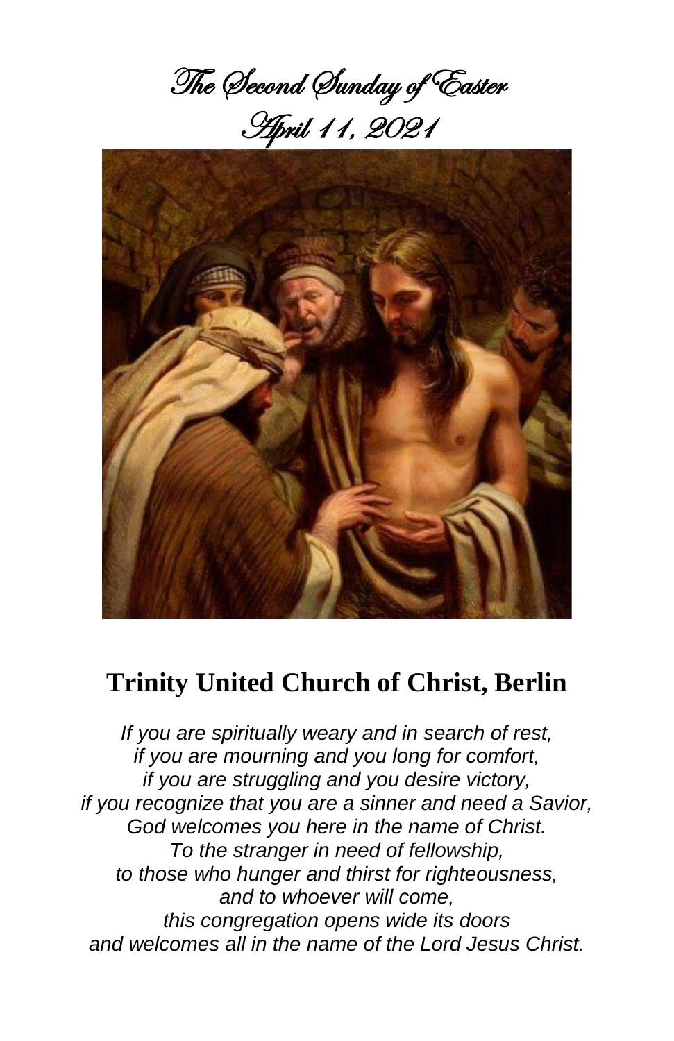# The Second Sunday of Easter
# April 11, 2021

## Trinity United Church of Christ, Berlin

*If you are spiritually weary and in search of rest,*
*if you are mourning and you long for comfort,*
*if you are struggling and you desire victory,*
*if you recognize that you are a sinner and need a Savior,*
*God welcomes you here in the name of Christ.*
*To the stranger in need of fellowship,*
*to those who hunger and thirst for righteousness,*
*and to whoever will come,*
*this congregation opens wide its doors*
*and welcomes all in the name of the Lord Jesus Christ.*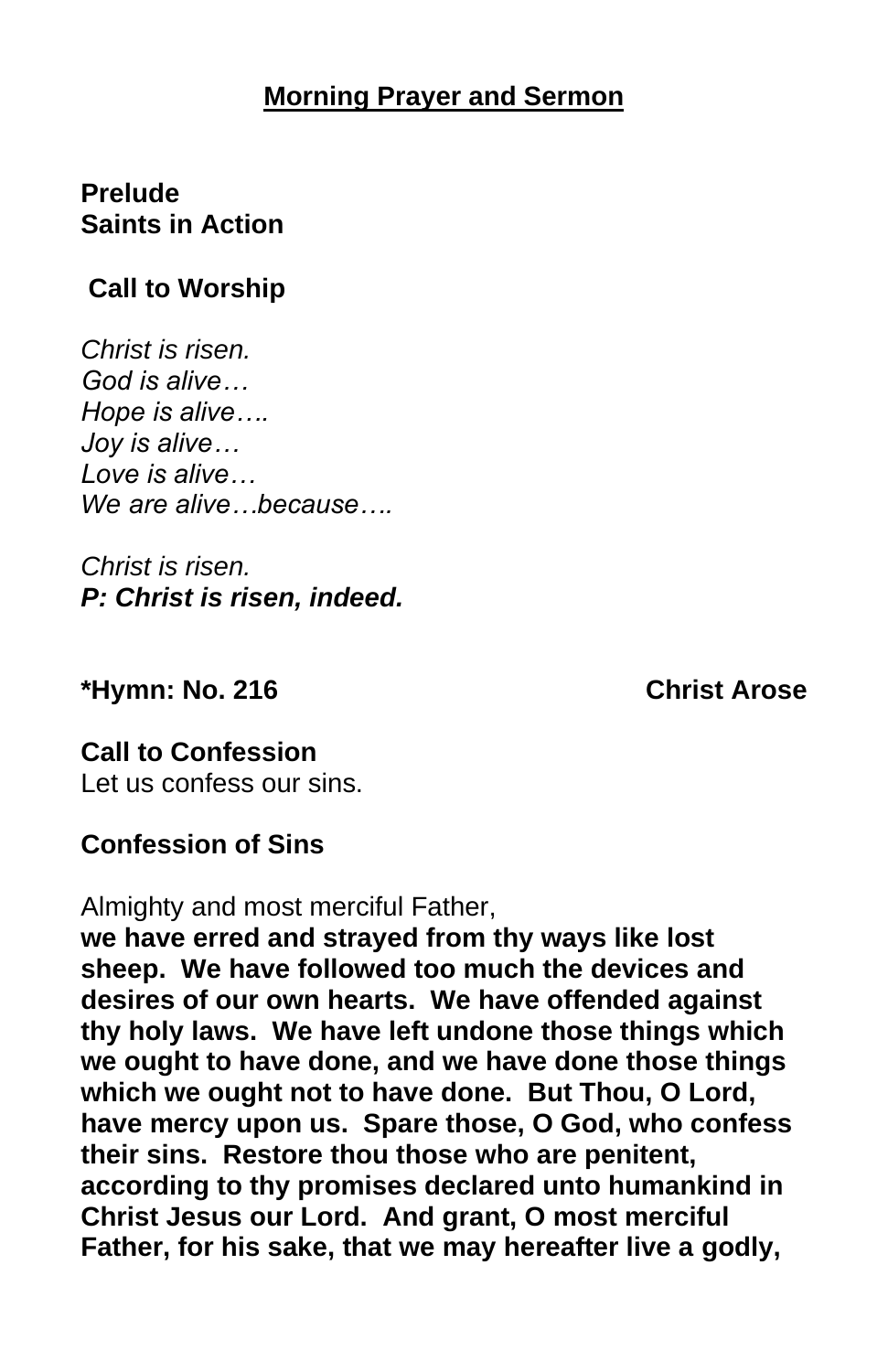## Morning Prayer and Sermon

**Prelude**
**Saints in Action**

**Call to Worship**

*Christ is risen.*
*God is alive…*
*Hope is alive….*
*Joy is alive…*
*Love is alive…*
*We are alive…because….*

*Christ is risen.*
***P: Christ is risen, indeed.***

**\*Hymn: No. 216 Christ Arose**

**Call to Confession**
Let us confess our sins.

**Confession of Sins**

Almighty and most merciful Father,
**we have erred and strayed from thy ways like lost sheep. We have followed too much the devices and desires of our own hearts. We have offended against thy holy laws. We have left undone those things which we ought to have done, and we have done those things which we ought not to have done. But Thou, O Lord, have mercy upon us. Spare those, O God, who confess their sins. Restore thou those who are penitent, according to thy promises declared unto humankind in Christ Jesus our Lord. And grant, O most merciful Father, for his sake, that we may hereafter live a godly,**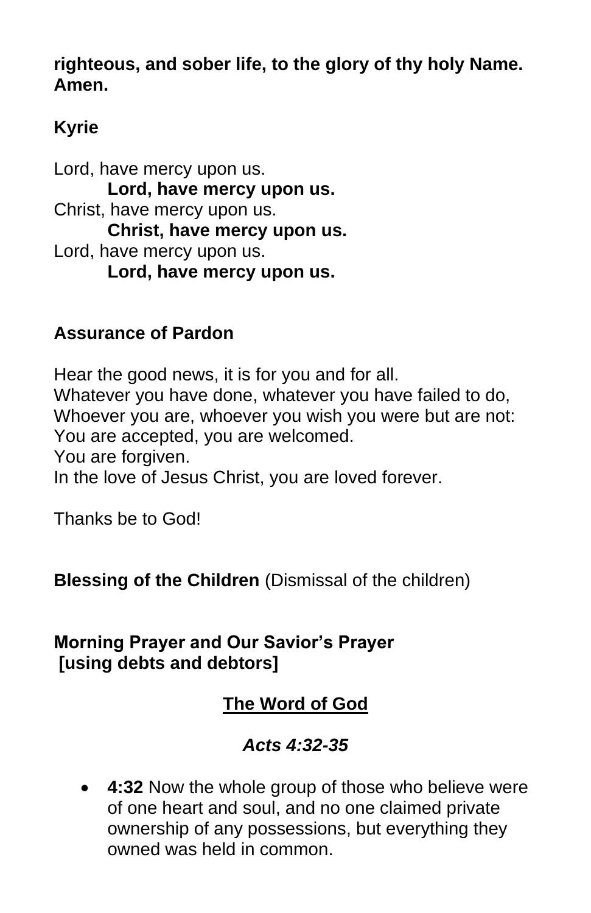**righteous, and sober life, to the glory of thy holy Name. Amen.**

**Kyrie**

Lord, have mercy upon us.
**Lord, have mercy upon us.**
Christ, have mercy upon us.
**Christ, have mercy upon us.**
Lord, have mercy upon us.
**Lord, have mercy upon us.**

**Assurance of Pardon**

Hear the good news, it is for you and for all.
Whatever you have done, whatever you have failed to do,
Whoever you are, whoever you wish you were but are not:
You are accepted, you are welcomed.
You are forgiven.
In the love of Jesus Christ, you are loved forever.

Thanks be to God!

**Blessing of the Children** (Dismissal of the children)

**Morning Prayer and Our Savior's Prayer [using debts and debtors]**

## The Word of God

### *Acts 4:32-35*

- **4:32** Now the whole group of those who believe were of one heart and soul, and no one claimed private ownership of any possessions, but everything they owned was held in common.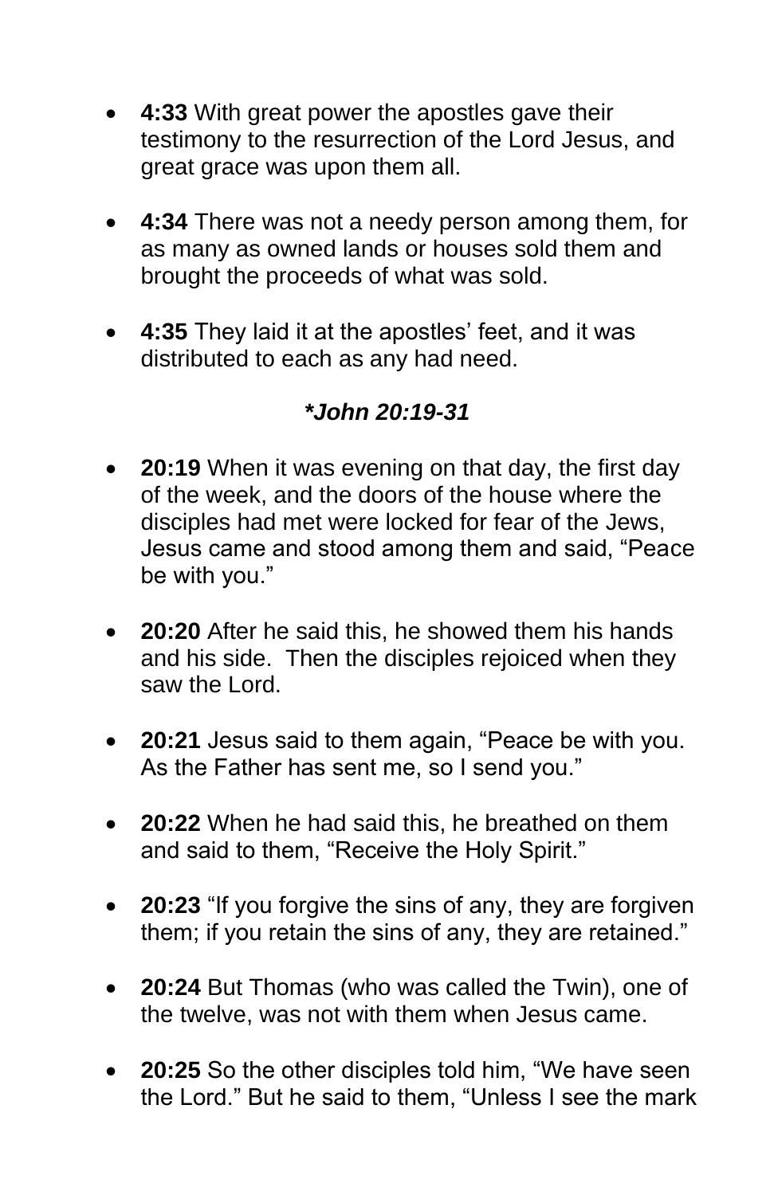- **4:33** With great power the apostles gave their testimony to the resurrection of the Lord Jesus, and great grace was upon them all.

- **4:34** There was not a needy person among them, for as many as owned lands or houses sold them and brought the proceeds of what was sold.

- **4:35** They laid it at the apostles' feet, and it was distributed to each as any had need.

### ***John 20:19-31***

- **20:19** When it was evening on that day, the first day of the week, and the doors of the house where the disciples had met were locked for fear of the Jews, Jesus came and stood among them and said, "Peace be with you."

- **20:20** After he said this, he showed them his hands and his side. Then the disciples rejoiced when they saw the Lord.

- **20:21** Jesus said to them again, "Peace be with you. As the Father has sent me, so I send you."

- **20:22** When he had said this, he breathed on them and said to them, "Receive the Holy Spirit."

- **20:23** "If you forgive the sins of any, they are forgiven them; if you retain the sins of any, they are retained."

- **20:24** But Thomas (who was called the Twin), one of the twelve, was not with them when Jesus came.

- **20:25** So the other disciples told him, "We have seen the Lord." But he said to them, "Unless I see the mark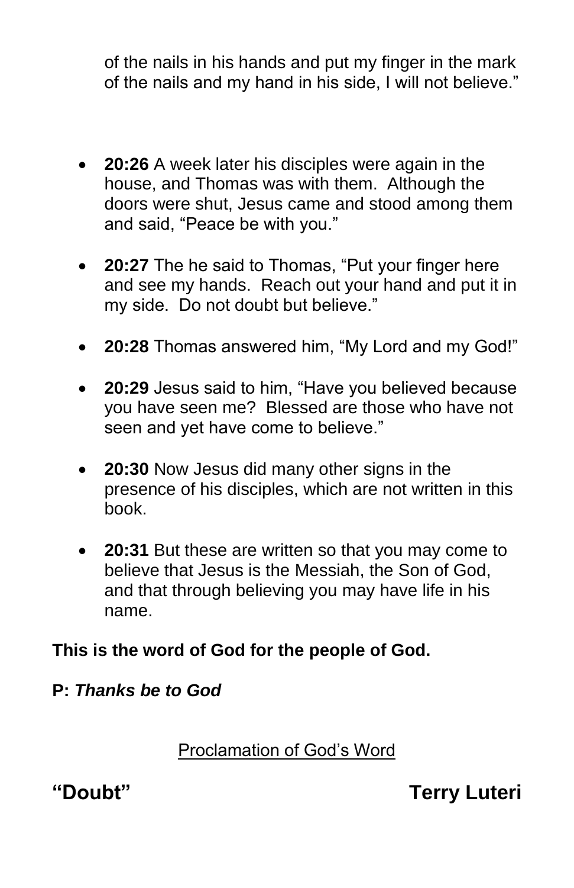of the nails in his hands and put my finger in the mark of the nails and my hand in his side, I will not believe."

- **20:26** A week later his disciples were again in the house, and Thomas was with them. Although the doors were shut, Jesus came and stood among them and said, "Peace be with you."
- **20:27** The he said to Thomas, "Put your finger here and see my hands. Reach out your hand and put it in my side. Do not doubt but believe."
- **20:28** Thomas answered him, "My Lord and my God!"
- **20:29** Jesus said to him, "Have you believed because you have seen me? Blessed are those who have not seen and yet have come to believe."
- **20:30** Now Jesus did many other signs in the presence of his disciples, which are not written in this book.
- **20:31** But these are written so that you may come to believe that Jesus is the Messiah, the Son of God, and that through believing you may have life in his name.

**This is the word of God for the people of God.**

**P:** ***Thanks be to God***

<u>Proclamation of God's Word</u>

**"Doubt"** **Terry Luteri**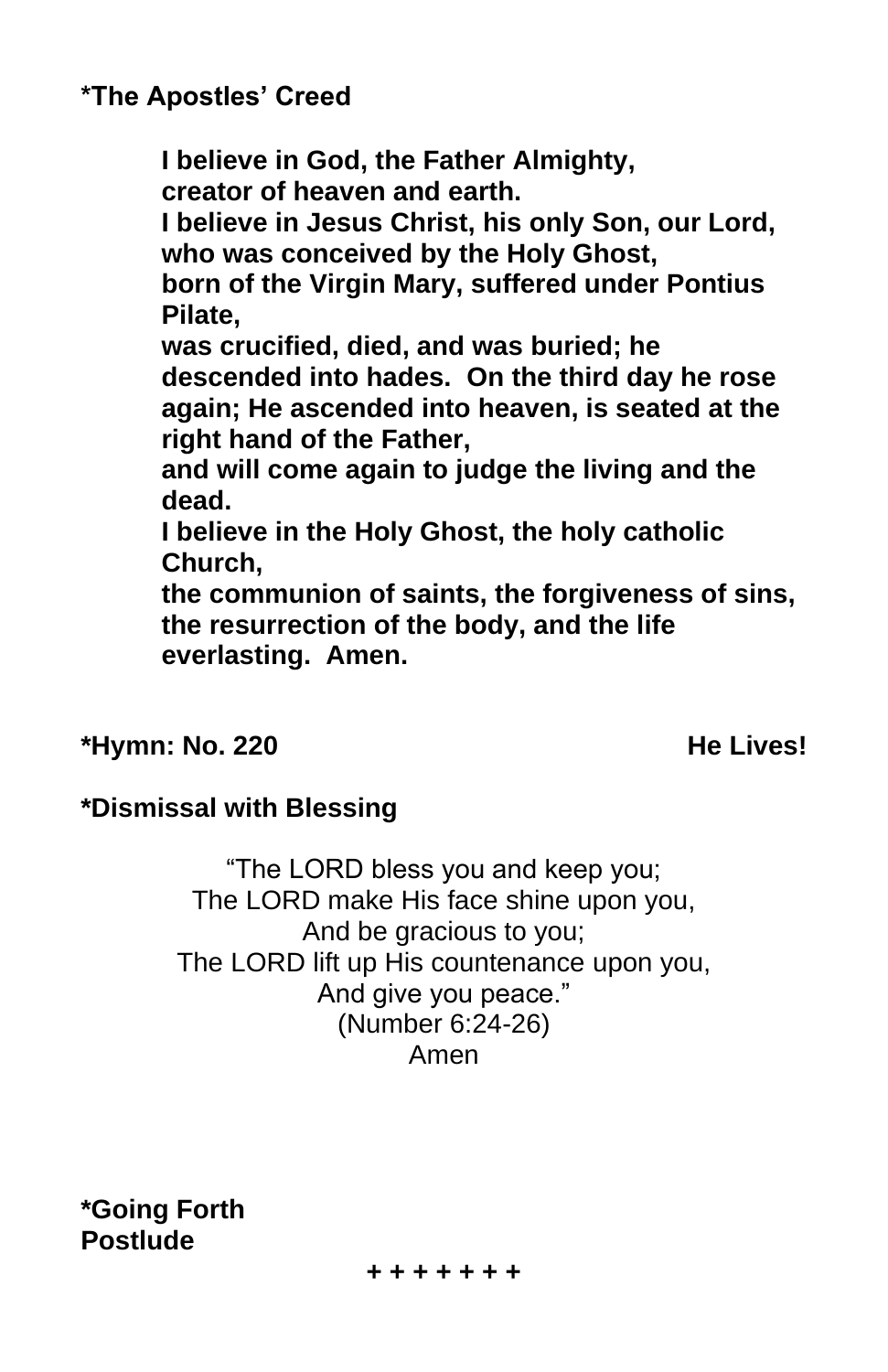**\*The Apostles' Creed**

> **I believe in God, the Father Almighty,**
> **creator of heaven and earth.**
> **I believe in Jesus Christ, his only Son, our Lord,**
> **who was conceived by the Holy Ghost,**
> **born of the Virgin Mary, suffered under Pontius Pilate,**
> **was crucified, died, and was buried; he descended into hades. On the third day he rose again; He ascended into heaven, is seated at the right hand of the Father,**
> **and will come again to judge the living and the dead.**
> **I believe in the Holy Ghost, the holy catholic Church,**
> **the communion of saints, the forgiveness of sins,**
> **the resurrection of the body, and the life everlasting. Amen.**

**\*Hymn: No. 220** **He Lives!**

**\*Dismissal with Blessing**

"The LORD bless you and keep you;
The LORD make His face shine upon you,
And be gracious to you;
The LORD lift up His countenance upon you,
And give you peace."
(Number 6:24-26)
Amen

**\*Going Forth**
**Postlude**

**+ + + + + + +**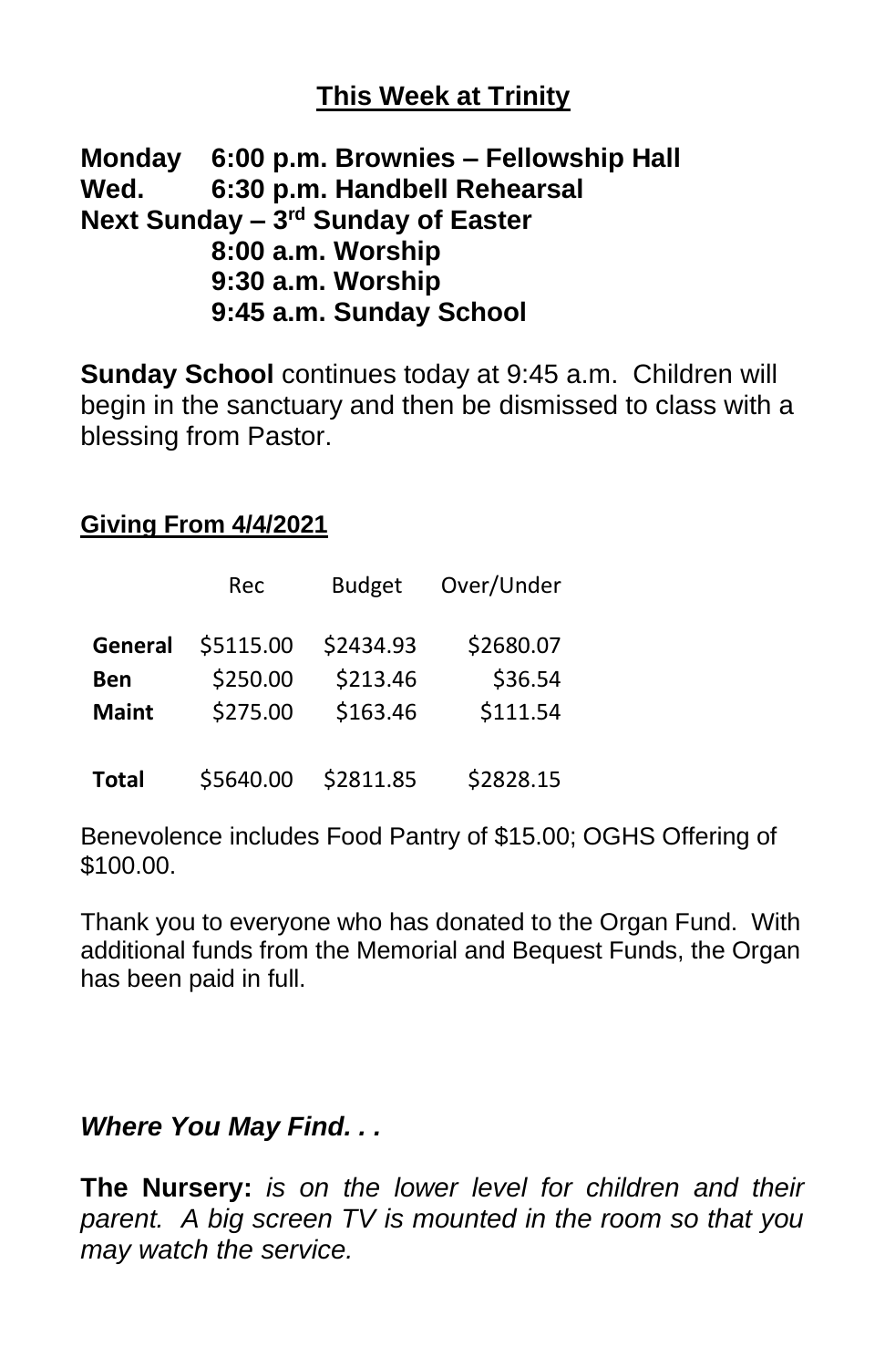## This Week at Trinity

**Monday 6:00 p.m. Brownies – Fellowship Hall**
**Wed. 6:30 p.m. Handbell Rehearsal**
**Next Sunday – 3rd Sunday of Easter**
**8:00 a.m. Worship**
**9:30 a.m. Worship**
**9:45 a.m. Sunday School**

**Sunday School** continues today at 9:45 a.m. Children will begin in the sanctuary and then be dismissed to class with a blessing from Pastor.

### Giving From 4/4/2021

| | Rec | Budget | Over/Under |
|---|---|---|---|
| **General** | $5115.00 | $2434.93 | $2680.07 |
| **Ben** | $250.00 | $213.46 | $36.54 |
| **Maint** | $275.00 | $163.46 | $111.54 |
| **Total** | $5640.00 | $2811.85 | $2828.15 |

Benevolence includes Food Pantry of $15.00; OGHS Offering of $100.00.

Thank you to everyone who has donated to the Organ Fund. With additional funds from the Memorial and Bequest Funds, the Organ has been paid in full.

### *Where You May Find. . .*

**The Nursery:** *is on the lower level for children and their parent. A big screen TV is mounted in the room so that you may watch the service.*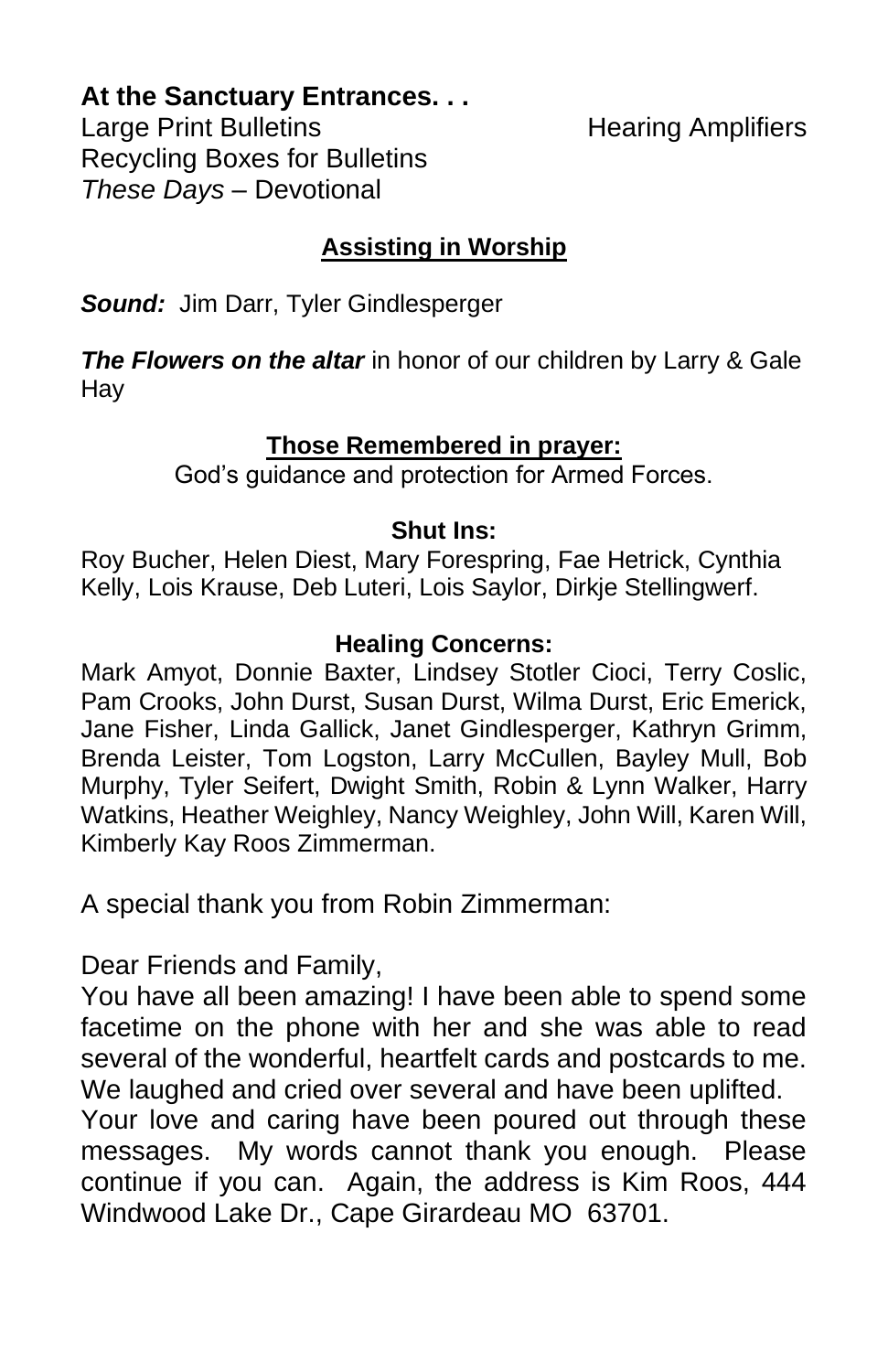**At the Sanctuary Entrances. . .**

Large Print Bulletins

Hearing Amplifiers

Recycling Boxes for Bulletins

*These Days* – Devotional

## Assisting in Worship

***Sound:*** Jim Darr, Tyler Gindlesperger

***The Flowers on the altar*** in honor of our children by Larry & Gale Hay

## Those Remembered in prayer:

God's guidance and protection for Armed Forces.

**Shut Ins:**

Roy Bucher, Helen Diest, Mary Forespring, Fae Hetrick, Cynthia Kelly, Lois Krause, Deb Luteri, Lois Saylor, Dirkje Stellingwerf.

**Healing Concerns:**

Mark Amyot, Donnie Baxter, Lindsey Stotler Cioci, Terry Coslic, Pam Crooks, John Durst, Susan Durst, Wilma Durst, Eric Emerick, Jane Fisher, Linda Gallick, Janet Gindlesperger, Kathryn Grimm, Brenda Leister, Tom Logston, Larry McCullen, Bayley Mull, Bob Murphy, Tyler Seifert, Dwight Smith, Robin & Lynn Walker, Harry Watkins, Heather Weighley, Nancy Weighley, John Will, Karen Will, Kimberly Kay Roos Zimmerman.

A special thank you from Robin Zimmerman:

Dear Friends and Family,

You have all been amazing! I have been able to spend some facetime on the phone with her and she was able to read several of the wonderful, heartfelt cards and postcards to me. We laughed and cried over several and have been uplifted.

Your love and caring have been poured out through these messages. My words cannot thank you enough. Please continue if you can. Again, the address is Kim Roos, 444 Windwood Lake Dr., Cape Girardeau MO 63701.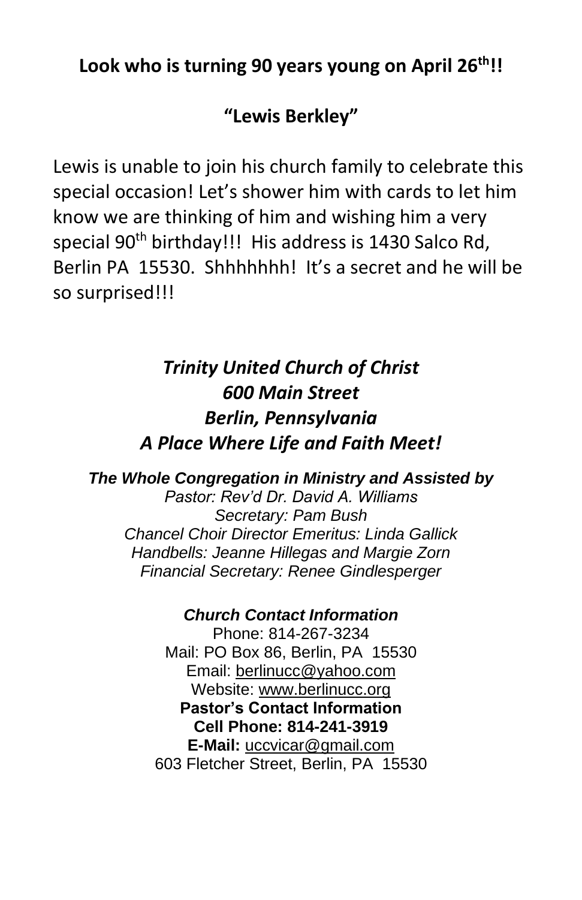**Look who is turning 90 years young on April 26th!!**

**"Lewis Berkley"**

Lewis is unable to join his church family to celebrate this special occasion! Let's shower him with cards to let him know we are thinking of him and wishing him a very special 90th birthday!!! His address is 1430 Salco Rd, Berlin PA 15530. Shhhhhhh! It's a secret and he will be so surprised!!!

***Trinity United Church of Christ***
***600 Main Street***
***Berlin, Pennsylvania***
***A Place Where Life and Faith Meet!***

***The Whole Congregation in Ministry and Assisted by***
*Pastor: Rev'd Dr. David A. Williams*
*Secretary: Pam Bush*
*Chancel Choir Director Emeritus: Linda Gallick*
*Handbells: Jeanne Hillegas and Margie Zorn*
*Financial Secretary: Renee Gindlesperger*

***Church Contact Information***
Phone: 814-267-3234
Mail: PO Box 86, Berlin, PA 15530
Email: berlinucc@yahoo.com
Website: www.berlinucc.org
**Pastor's Contact Information**
**Cell Phone: 814-241-3919**
**E-Mail:** uccvicar@gmail.com
603 Fletcher Street, Berlin, PA 15530